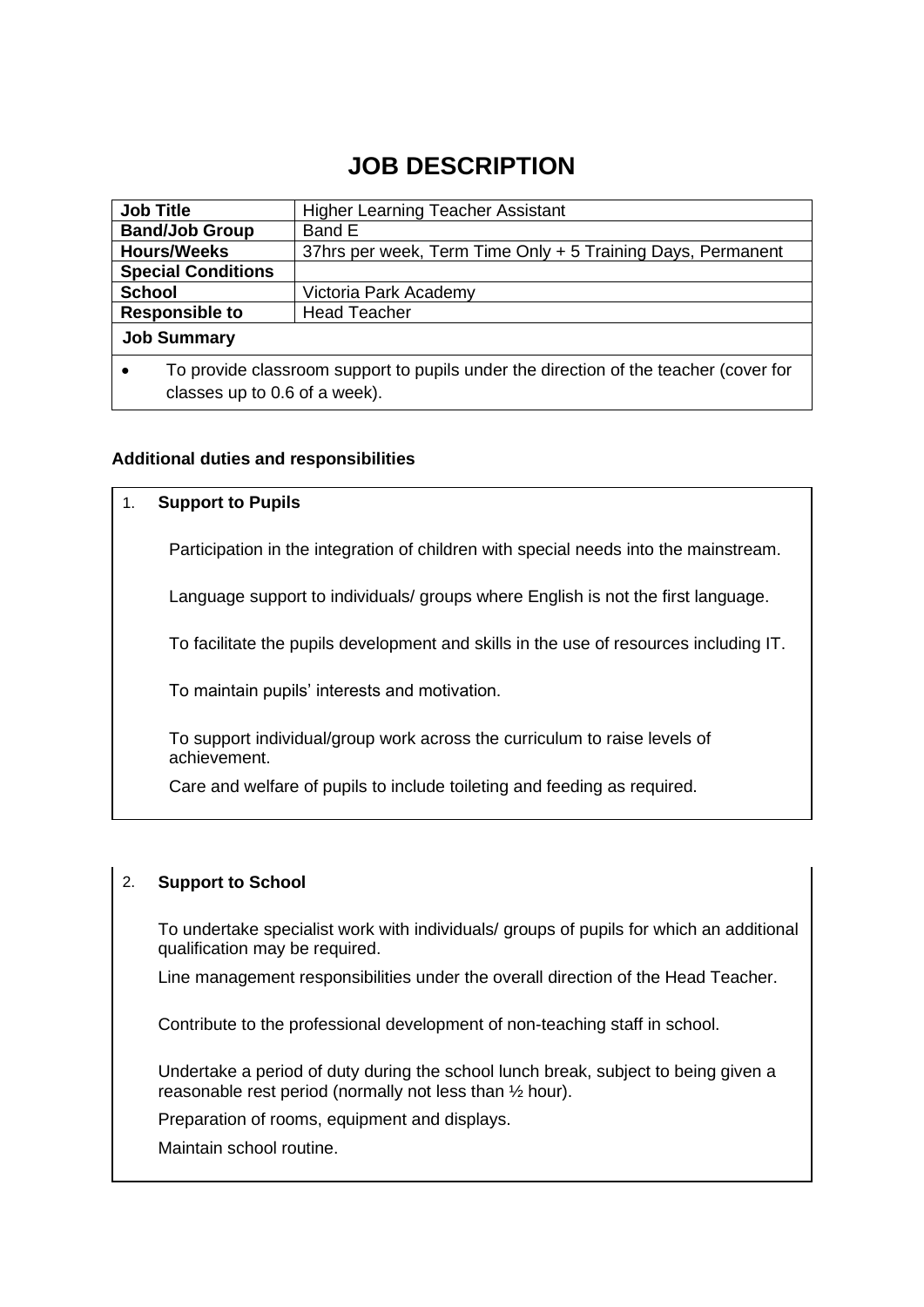# JOB DESCRIPTION

| Job Title | Higher Learning Teacher Assistant |
|---|---|
| **Band/Job Group** | Band E |
| **Hours/Weeks** | 37hrs per week, Term Time Only + 5 Training Days, Permanent |
| **Special Conditions** | |
| **School** | Victoria Park Academy |
| **Responsible to** | Head Teacher |
| **Job Summary** | |

- To provide classroom support to pupils under the direction of the teacher (cover for classes up to 0.6 of a week).

**Additional duties and responsibilities**

1. **Support to Pupils**

   Participation in the integration of children with special needs into the mainstream.

   Language support to individuals/ groups where English is not the first language.

   To facilitate the pupils development and skills in the use of resources including IT.

   To maintain pupils' interests and motivation.

   To support individual/group work across the curriculum to raise levels of achievement.

   Care and welfare of pupils to include toileting and feeding as required.

2. **Support to School**

   To undertake specialist work with individuals/ groups of pupils for which an additional qualification may be required.

   Line management responsibilities under the overall direction of the Head Teacher.

   Contribute to the professional development of non-teaching staff in school.

   Undertake a period of duty during the school lunch break, subject to being given a reasonable rest period (normally not less than ½ hour).

   Preparation of rooms, equipment and displays.

   Maintain school routine.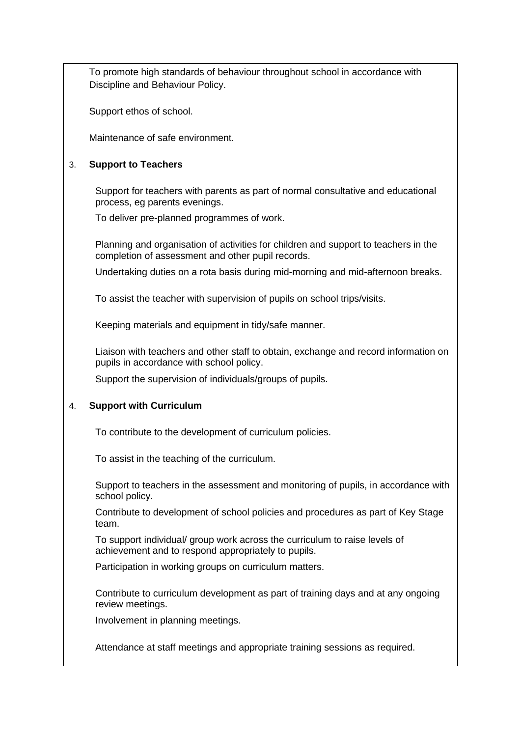To promote high standards of behaviour throughout school in accordance with Discipline and Behaviour Policy.

Support ethos of school.

Maintenance of safe environment.

3. **Support to Teachers**

Support for teachers with parents as part of normal consultative and educational process, eg parents evenings.

To deliver pre-planned programmes of work.

Planning and organisation of activities for children and support to teachers in the completion of assessment and other pupil records.

Undertaking duties on a rota basis during mid-morning and mid-afternoon breaks.

To assist the teacher with supervision of pupils on school trips/visits.

Keeping materials and equipment in tidy/safe manner.

Liaison with teachers and other staff to obtain, exchange and record information on pupils in accordance with school policy.

Support the supervision of individuals/groups of pupils.

4. **Support with Curriculum**

To contribute to the development of curriculum policies.

To assist in the teaching of the curriculum.

Support to teachers in the assessment and monitoring of pupils, in accordance with school policy.

Contribute to development of school policies and procedures as part of Key Stage team.

To support individual/ group work across the curriculum to raise levels of achievement and to respond appropriately to pupils.

Participation in working groups on curriculum matters.

Contribute to curriculum development as part of training days and at any ongoing review meetings.

Involvement in planning meetings.

Attendance at staff meetings and appropriate training sessions as required.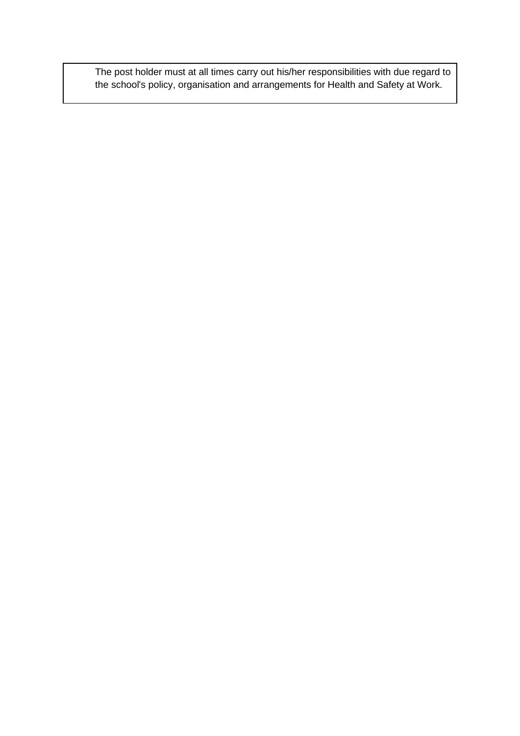The post holder must at all times carry out his/her responsibilities with due regard to the school's policy, organisation and arrangements for Health and Safety at Work.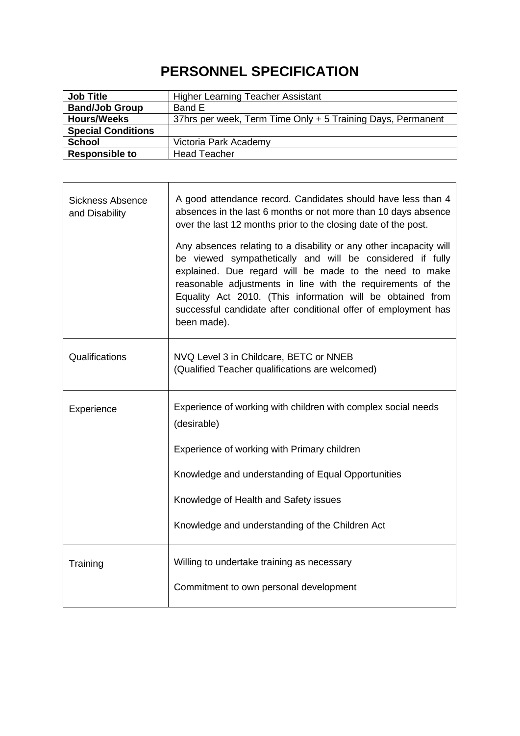# PERSONNEL SPECIFICATION

| **Job Title** | Higher Learning Teacher Assistant |
|---|---|
| **Band/Job Group** | Band E |
| **Hours/Weeks** | 37hrs per week, Term Time Only + 5 Training Days, Permanent |
| **Special Conditions** | |
| **School** | Victoria Park Academy |
| **Responsible to** | Head Teacher |

| | |
|---|---|
| Sickness Absence and Disability | A good attendance record. Candidates should have less than 4 absences in the last 6 months or not more than 10 days absence over the last 12 months prior to the closing date of the post.<br><br>Any absences relating to a disability or any other incapacity will be viewed sympathetically and will be considered if fully explained. Due regard will be made to the need to make reasonable adjustments in line with the requirements of the Equality Act 2010. (This information will be obtained from successful candidate after conditional offer of employment has been made). |
| Qualifications | NVQ Level 3 in Childcare, BETC or NNEB<br>(Qualified Teacher qualifications are welcomed) |
| Experience | Experience of working with children with complex social needs (desirable)<br><br>Experience of working with Primary children<br><br>Knowledge and understanding of Equal Opportunities<br><br>Knowledge of Health and Safety issues<br><br>Knowledge and understanding of the Children Act |
| Training | Willing to undertake training as necessary<br><br>Commitment to own personal development |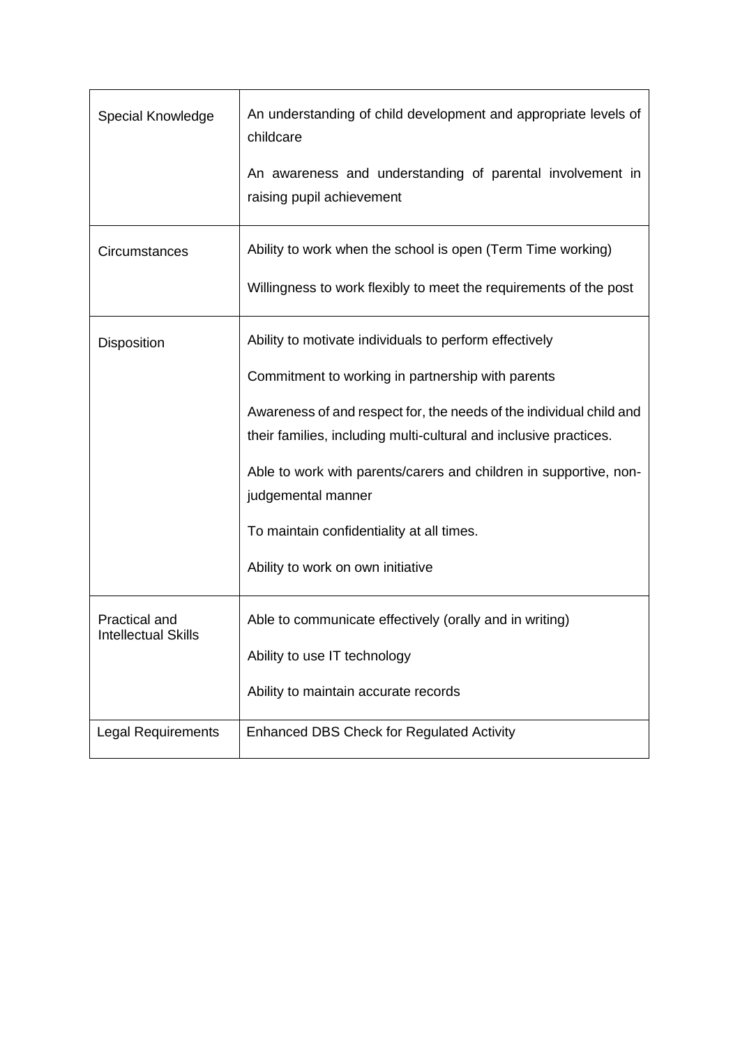| | |
|---|---|
| Special Knowledge | An understanding of child development and appropriate levels of childcare<br><br>An awareness and understanding of parental involvement in raising pupil achievement |
| Circumstances | Ability to work when the school is open (Term Time working)<br><br>Willingness to work flexibly to meet the requirements of the post |
| Disposition | Ability to motivate individuals to perform effectively<br><br>Commitment to working in partnership with parents<br><br>Awareness of and respect for, the needs of the individual child and their families, including multi-cultural and inclusive practices.<br><br>Able to work with parents/carers and children in supportive, non-judgemental manner<br><br>To maintain confidentiality at all times.<br><br>Ability to work on own initiative |
| Practical and Intellectual Skills | Able to communicate effectively (orally and in writing)<br><br>Ability to use IT technology<br><br>Ability to maintain accurate records |
| Legal Requirements | Enhanced DBS Check for Regulated Activity |